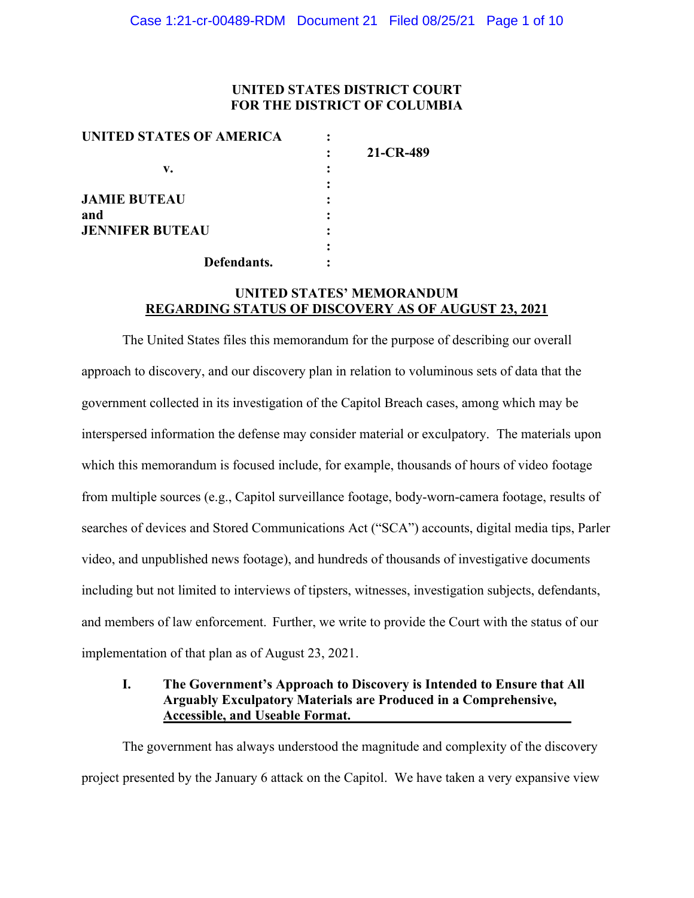**UNITED STATES DISTRICT COURT**
**FOR THE DISTRICT OF COLUMBIA**

| | | |
|---|---|---|
| **UNITED STATES OF AMERICA** | : | |
| | : | **21-CR-489** |
| **v.** | : | |
| | : | |
| **JAMIE BUTEAU** | : | |
| **and** | : | |
| **JENNIFER BUTEAU** | : | |
| | : | |
| **Defendants.** | : | |

**UNITED STATES' MEMORANDUM**
**REGARDING STATUS OF DISCOVERY AS OF AUGUST 23, 2021**

The United States files this memorandum for the purpose of describing our overall approach to discovery, and our discovery plan in relation to voluminous sets of data that the government collected in its investigation of the Capitol Breach cases, among which may be interspersed information the defense may consider material or exculpatory. The materials upon which this memorandum is focused include, for example, thousands of hours of video footage from multiple sources (e.g., Capitol surveillance footage, body-worn-camera footage, results of searches of devices and Stored Communications Act ("SCA") accounts, digital media tips, Parler video, and unpublished news footage), and hundreds of thousands of investigative documents including but not limited to interviews of tipsters, witnesses, investigation subjects, defendants, and members of law enforcement. Further, we write to provide the Court with the status of our implementation of that plan as of August 23, 2021.

## I. The Government's Approach to Discovery is Intended to Ensure that All Arguably Exculpatory Materials are Produced in a Comprehensive, Accessible, and Useable Format.

The government has always understood the magnitude and complexity of the discovery project presented by the January 6 attack on the Capitol. We have taken a very expansive view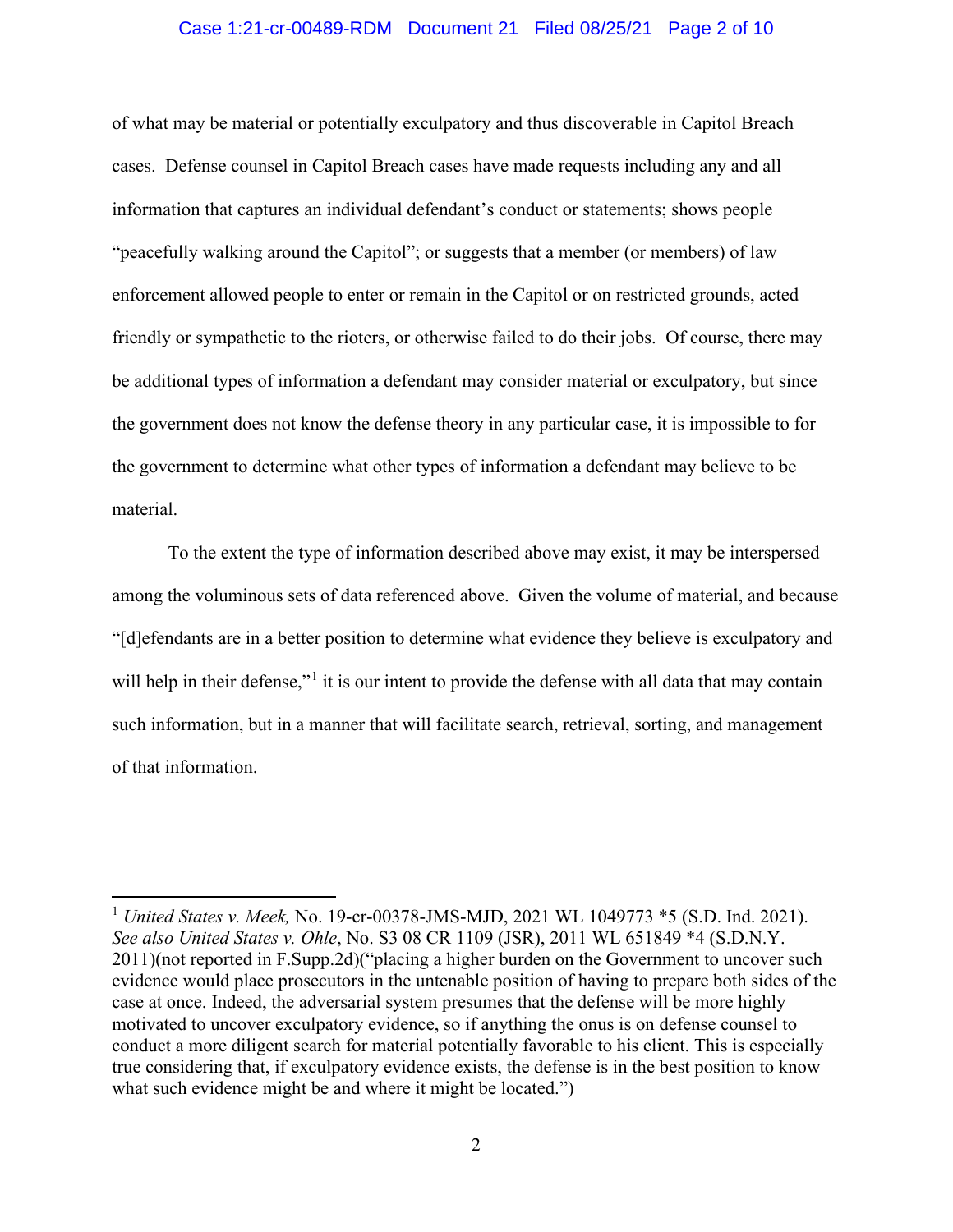of what may be material or potentially exculpatory and thus discoverable in Capitol Breach cases. Defense counsel in Capitol Breach cases have made requests including any and all information that captures an individual defendant's conduct or statements; shows people "peacefully walking around the Capitol"; or suggests that a member (or members) of law enforcement allowed people to enter or remain in the Capitol or on restricted grounds, acted friendly or sympathetic to the rioters, or otherwise failed to do their jobs. Of course, there may be additional types of information a defendant may consider material or exculpatory, but since the government does not know the defense theory in any particular case, it is impossible to for the government to determine what other types of information a defendant may believe to be material.

To the extent the type of information described above may exist, it may be interspersed among the voluminous sets of data referenced above. Given the volume of material, and because "[d]efendants are in a better position to determine what evidence they believe is exculpatory and will help in their defense,"[1] it is our intent to provide the defense with all data that may contain such information, but in a manner that will facilitate search, retrieval, sorting, and management of that information.

---

[1] *United States v. Meek,* No. 19-cr-00378-JMS-MJD, 2021 WL 1049773 *5 (S.D. Ind. 2021). *See also United States v. Ohle*, No. S3 08 CR 1109 (JSR), 2011 WL 651849 *4 (S.D.N.Y. 2011)(not reported in F.Supp.2d)("placing a higher burden on the Government to uncover such evidence would place prosecutors in the untenable position of having to prepare both sides of the case at once. Indeed, the adversarial system presumes that the defense will be more highly motivated to uncover exculpatory evidence, so if anything the onus is on defense counsel to conduct a more diligent search for material potentially favorable to his client. This is especially true considering that, if exculpatory evidence exists, the defense is in the best position to know what such evidence might be and where it might be located.")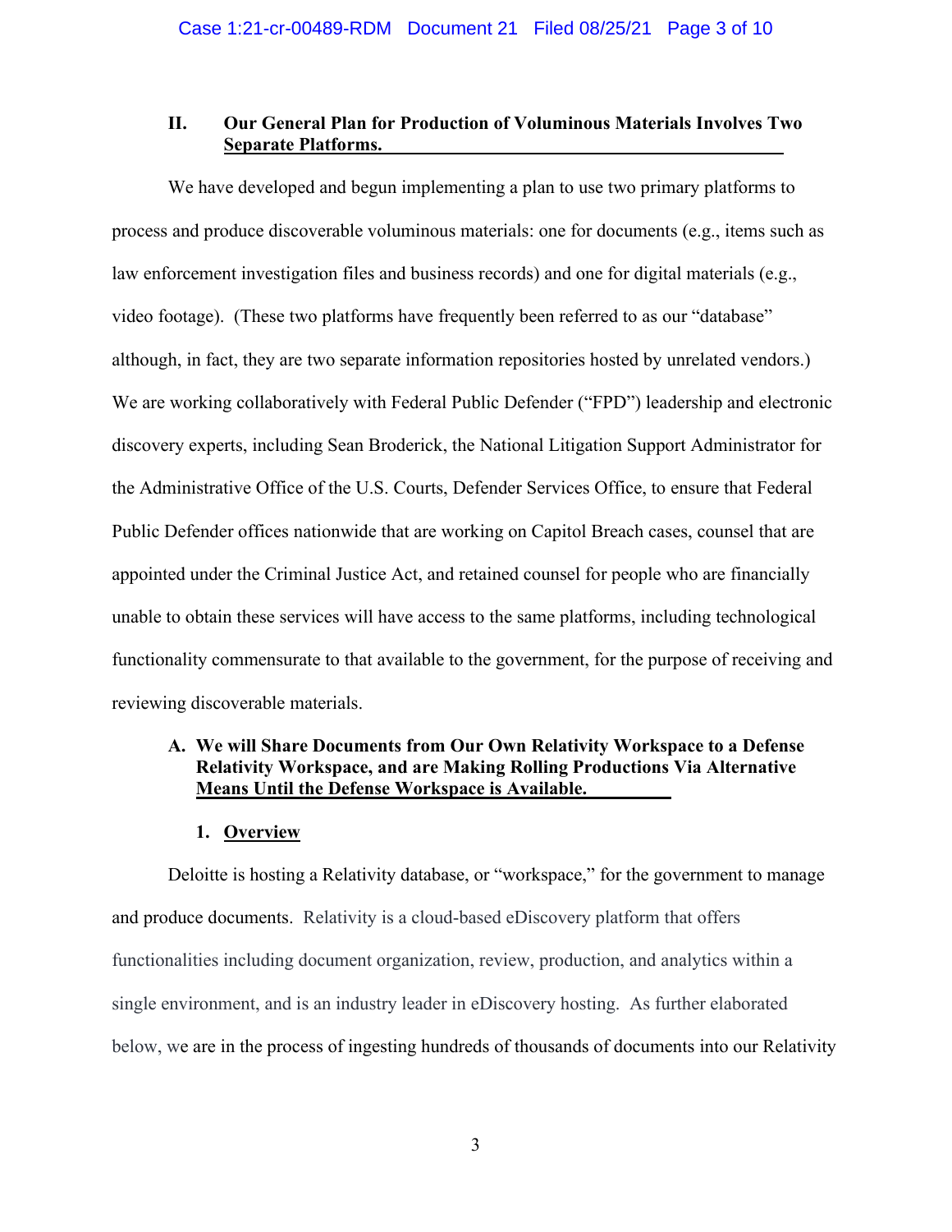## II. Our General Plan for Production of Voluminous Materials Involves Two Separate Platforms.

We have developed and begun implementing a plan to use two primary platforms to process and produce discoverable voluminous materials: one for documents (e.g., items such as law enforcement investigation files and business records) and one for digital materials (e.g., video footage). (These two platforms have frequently been referred to as our "database" although, in fact, they are two separate information repositories hosted by unrelated vendors.) We are working collaboratively with Federal Public Defender ("FPD") leadership and electronic discovery experts, including Sean Broderick, the National Litigation Support Administrator for the Administrative Office of the U.S. Courts, Defender Services Office, to ensure that Federal Public Defender offices nationwide that are working on Capitol Breach cases, counsel that are appointed under the Criminal Justice Act, and retained counsel for people who are financially unable to obtain these services will have access to the same platforms, including technological functionality commensurate to that available to the government, for the purpose of receiving and reviewing discoverable materials.

### A. We will Share Documents from Our Own Relativity Workspace to a Defense Relativity Workspace, and are Making Rolling Productions Via Alternative Means Until the Defense Workspace is Available.

#### 1. Overview

Deloitte is hosting a Relativity database, or "workspace," for the government to manage and produce documents. Relativity is a cloud-based eDiscovery platform that offers functionalities including document organization, review, production, and analytics within a single environment, and is an industry leader in eDiscovery hosting. As further elaborated below, we are in the process of ingesting hundreds of thousands of documents into our Relativity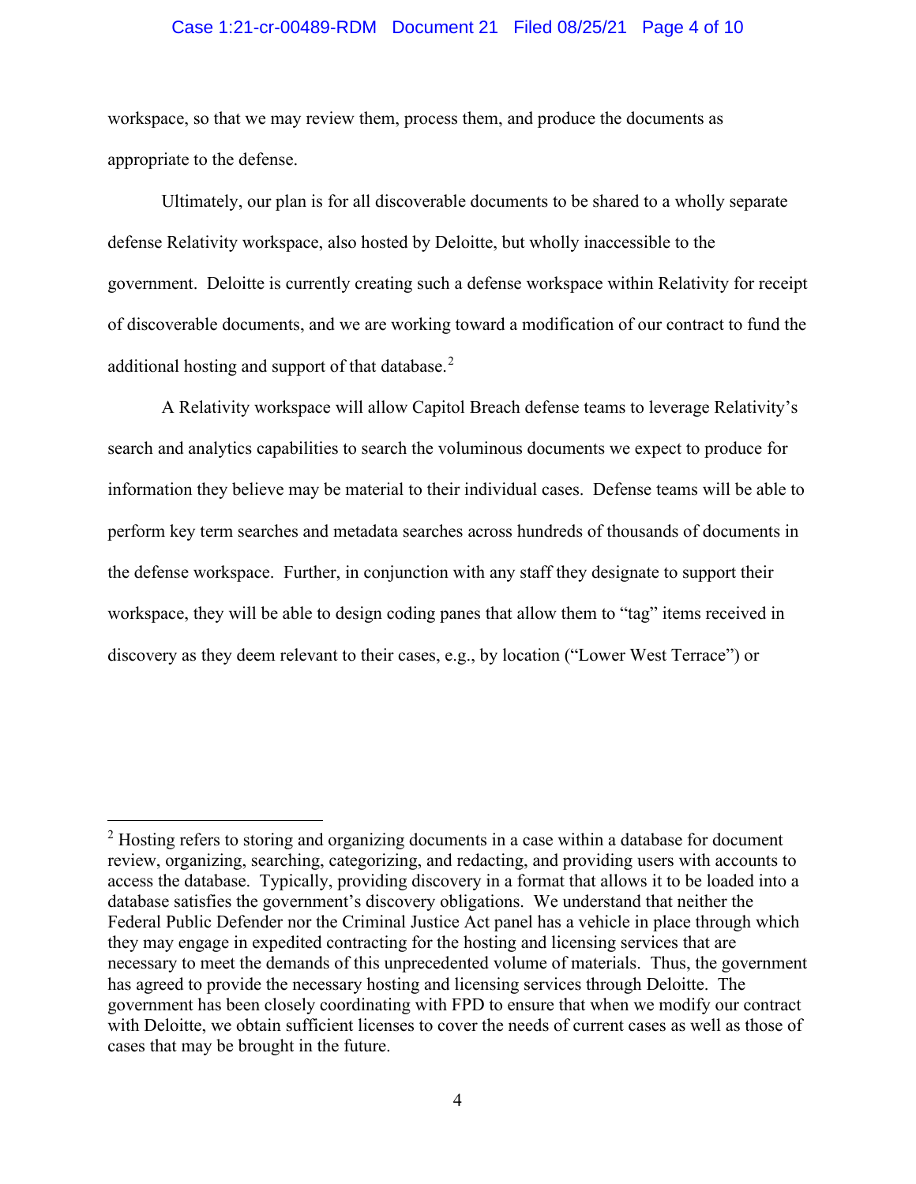workspace, so that we may review them, process them, and produce the documents as appropriate to the defense.

Ultimately, our plan is for all discoverable documents to be shared to a wholly separate defense Relativity workspace, also hosted by Deloitte, but wholly inaccessible to the government. Deloitte is currently creating such a defense workspace within Relativity for receipt of discoverable documents, and we are working toward a modification of our contract to fund the additional hosting and support of that database.[2]

A Relativity workspace will allow Capitol Breach defense teams to leverage Relativity's search and analytics capabilities to search the voluminous documents we expect to produce for information they believe may be material to their individual cases. Defense teams will be able to perform key term searches and metadata searches across hundreds of thousands of documents in the defense workspace. Further, in conjunction with any staff they designate to support their workspace, they will be able to design coding panes that allow them to "tag" items received in discovery as they deem relevant to their cases, e.g., by location ("Lower West Terrace") or

---

[2] Hosting refers to storing and organizing documents in a case within a database for document review, organizing, searching, categorizing, and redacting, and providing users with accounts to access the database. Typically, providing discovery in a format that allows it to be loaded into a database satisfies the government's discovery obligations. We understand that neither the Federal Public Defender nor the Criminal Justice Act panel has a vehicle in place through which they may engage in expedited contracting for the hosting and licensing services that are necessary to meet the demands of this unprecedented volume of materials. Thus, the government has agreed to provide the necessary hosting and licensing services through Deloitte. The government has been closely coordinating with FPD to ensure that when we modify our contract with Deloitte, we obtain sufficient licenses to cover the needs of current cases as well as those of cases that may be brought in the future.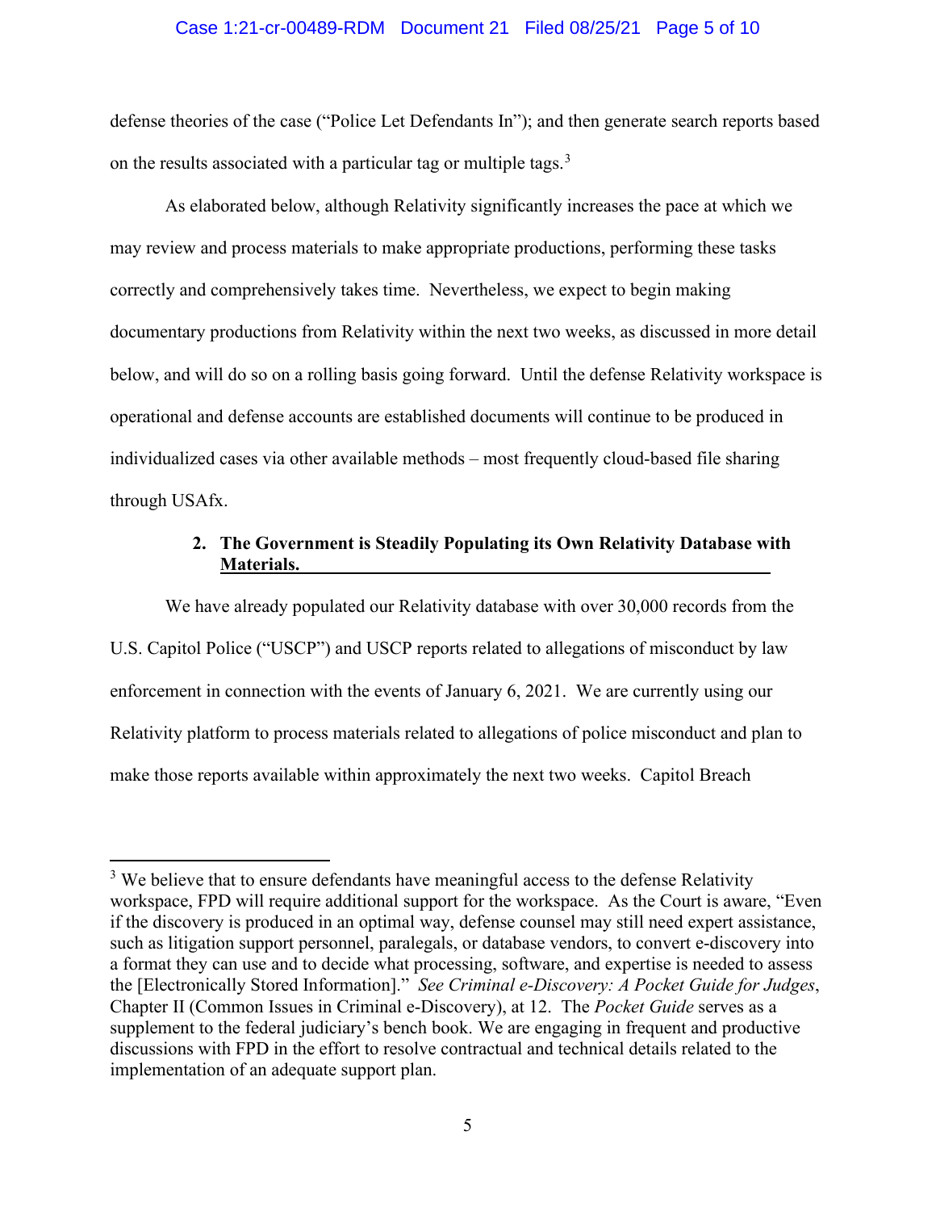defense theories of the case ("Police Let Defendants In"); and then generate search reports based on the results associated with a particular tag or multiple tags.[3]

As elaborated below, although Relativity significantly increases the pace at which we may review and process materials to make appropriate productions, performing these tasks correctly and comprehensively takes time. Nevertheless, we expect to begin making documentary productions from Relativity within the next two weeks, as discussed in more detail below, and will do so on a rolling basis going forward. Until the defense Relativity workspace is operational and defense accounts are established documents will continue to be produced in individualized cases via other available methods – most frequently cloud-based file sharing through USAfx.

### 2. The Government is Steadily Populating its Own Relativity Database with Materials.

We have already populated our Relativity database with over 30,000 records from the U.S. Capitol Police ("USCP") and USCP reports related to allegations of misconduct by law enforcement in connection with the events of January 6, 2021. We are currently using our Relativity platform to process materials related to allegations of police misconduct and plan to make those reports available within approximately the next two weeks. Capitol Breach

---

[3] We believe that to ensure defendants have meaningful access to the defense Relativity workspace, FPD will require additional support for the workspace. As the Court is aware, "Even if the discovery is produced in an optimal way, defense counsel may still need expert assistance, such as litigation support personnel, paralegals, or database vendors, to convert e-discovery into a format they can use and to decide what processing, software, and expertise is needed to assess the [Electronically Stored Information]." *See Criminal e-Discovery: A Pocket Guide for Judges*, Chapter II (Common Issues in Criminal e-Discovery), at 12. The *Pocket Guide* serves as a supplement to the federal judiciary's bench book. We are engaging in frequent and productive discussions with FPD in the effort to resolve contractual and technical details related to the implementation of an adequate support plan.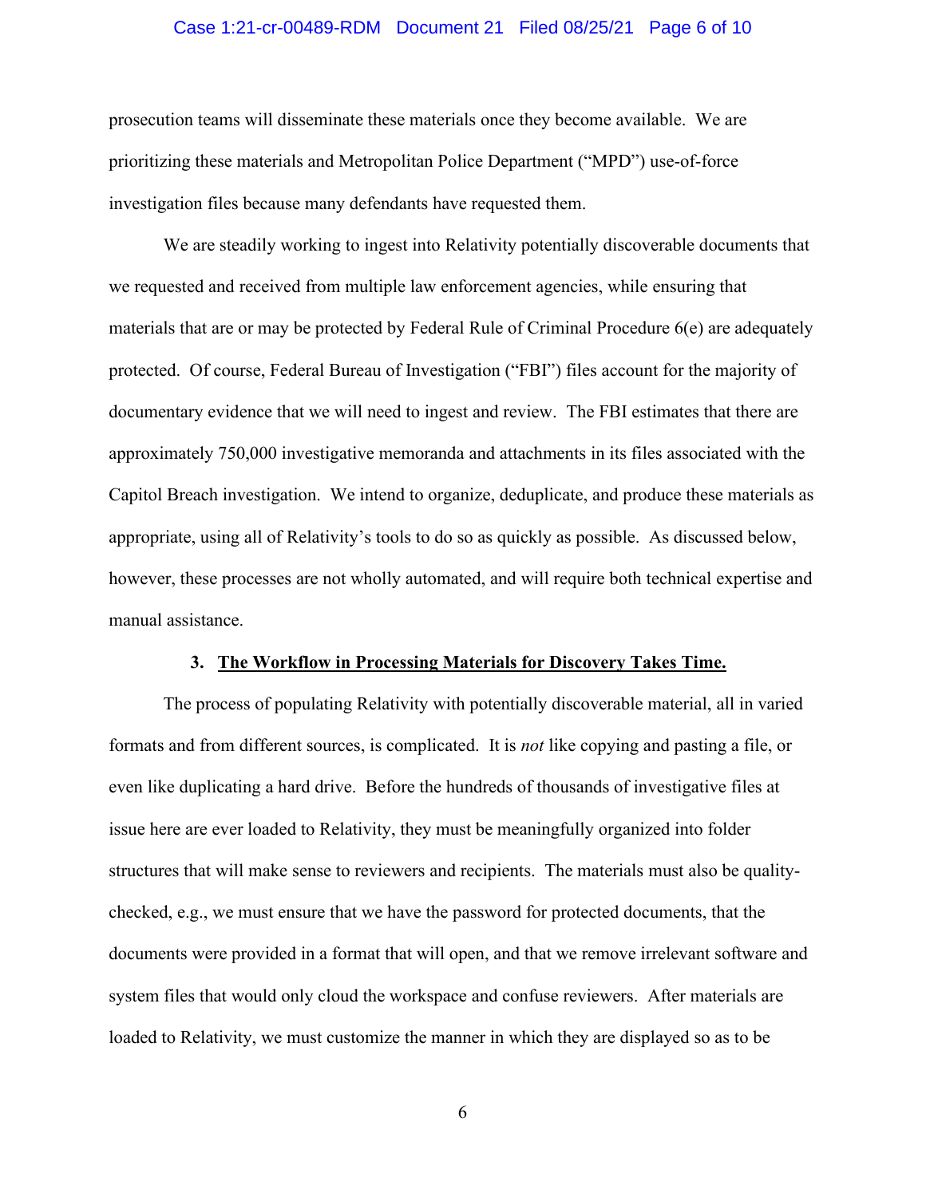prosecution teams will disseminate these materials once they become available. We are prioritizing these materials and Metropolitan Police Department ("MPD") use-of-force investigation files because many defendants have requested them.

We are steadily working to ingest into Relativity potentially discoverable documents that we requested and received from multiple law enforcement agencies, while ensuring that materials that are or may be protected by Federal Rule of Criminal Procedure 6(e) are adequately protected. Of course, Federal Bureau of Investigation ("FBI") files account for the majority of documentary evidence that we will need to ingest and review. The FBI estimates that there are approximately 750,000 investigative memoranda and attachments in its files associated with the Capitol Breach investigation. We intend to organize, deduplicate, and produce these materials as appropriate, using all of Relativity's tools to do so as quickly as possible. As discussed below, however, these processes are not wholly automated, and will require both technical expertise and manual assistance.

### 3. **The Workflow in Processing Materials for Discovery Takes Time.**

The process of populating Relativity with potentially discoverable material, all in varied formats and from different sources, is complicated. It is *not* like copying and pasting a file, or even like duplicating a hard drive. Before the hundreds of thousands of investigative files at issue here are ever loaded to Relativity, they must be meaningfully organized into folder structures that will make sense to reviewers and recipients. The materials must also be quality-checked, e.g., we must ensure that we have the password for protected documents, that the documents were provided in a format that will open, and that we remove irrelevant software and system files that would only cloud the workspace and confuse reviewers. After materials are loaded to Relativity, we must customize the manner in which they are displayed so as to be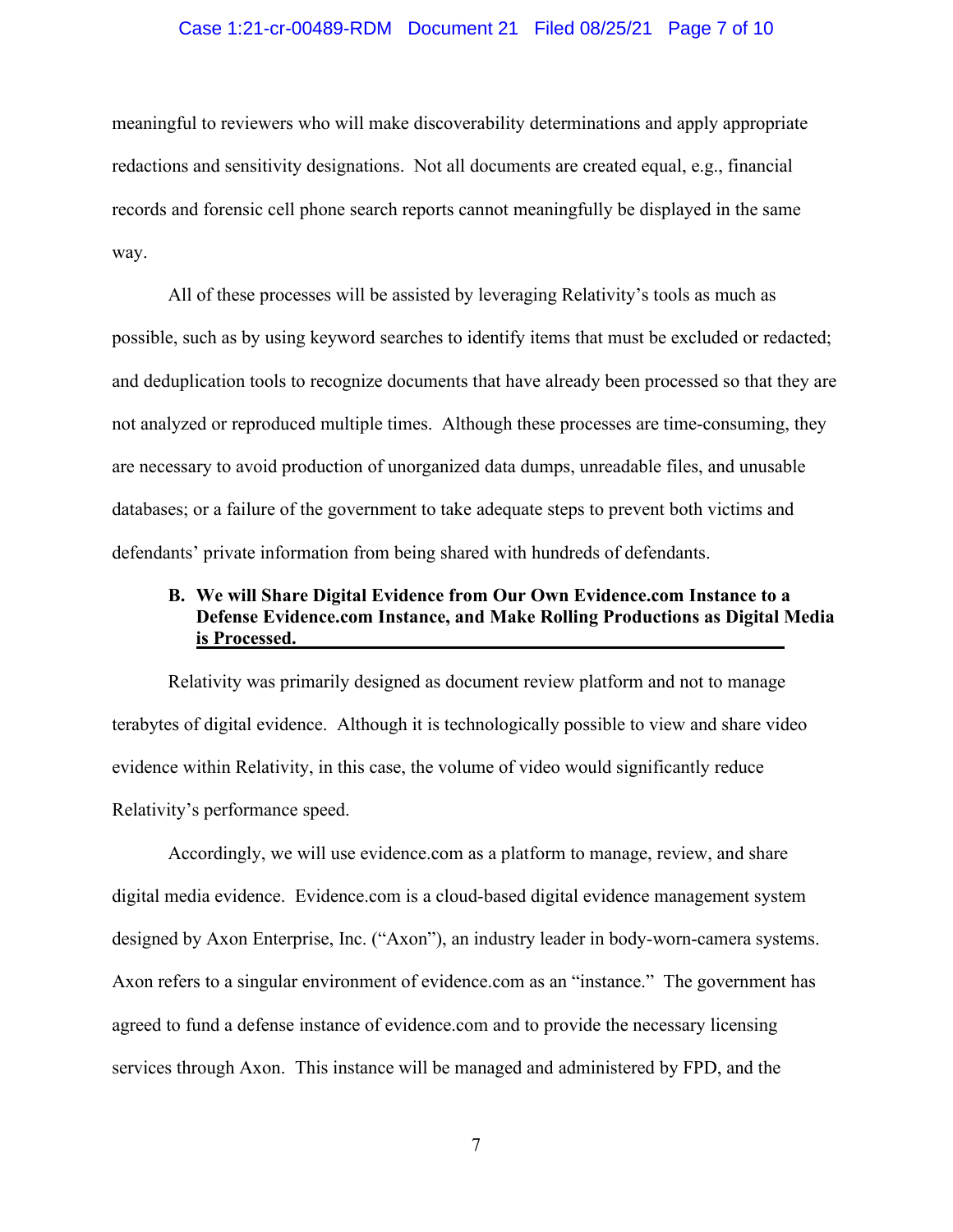meaningful to reviewers who will make discoverability determinations and apply appropriate redactions and sensitivity designations. Not all documents are created equal, e.g., financial records and forensic cell phone search reports cannot meaningfully be displayed in the same way.

All of these processes will be assisted by leveraging Relativity's tools as much as possible, such as by using keyword searches to identify items that must be excluded or redacted; and deduplication tools to recognize documents that have already been processed so that they are not analyzed or reproduced multiple times. Although these processes are time-consuming, they are necessary to avoid production of unorganized data dumps, unreadable files, and unusable databases; or a failure of the government to take adequate steps to prevent both victims and defendants' private information from being shared with hundreds of defendants.

### B. We will Share Digital Evidence from Our Own Evidence.com Instance to a Defense Evidence.com Instance, and Make Rolling Productions as Digital Media is Processed.

Relativity was primarily designed as document review platform and not to manage terabytes of digital evidence. Although it is technologically possible to view and share video evidence within Relativity, in this case, the volume of video would significantly reduce Relativity's performance speed.

Accordingly, we will use evidence.com as a platform to manage, review, and share digital media evidence. Evidence.com is a cloud-based digital evidence management system designed by Axon Enterprise, Inc. ("Axon"), an industry leader in body-worn-camera systems. Axon refers to a singular environment of evidence.com as an "instance." The government has agreed to fund a defense instance of evidence.com and to provide the necessary licensing services through Axon. This instance will be managed and administered by FPD, and the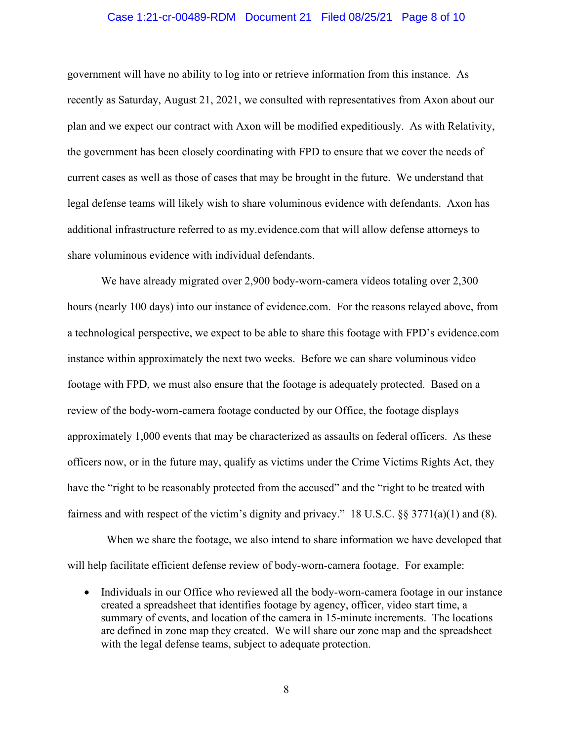government will have no ability to log into or retrieve information from this instance. As recently as Saturday, August 21, 2021, we consulted with representatives from Axon about our plan and we expect our contract with Axon will be modified expeditiously. As with Relativity, the government has been closely coordinating with FPD to ensure that we cover the needs of current cases as well as those of cases that may be brought in the future. We understand that legal defense teams will likely wish to share voluminous evidence with defendants. Axon has additional infrastructure referred to as my.evidence.com that will allow defense attorneys to share voluminous evidence with individual defendants.

We have already migrated over 2,900 body-worn-camera videos totaling over 2,300 hours (nearly 100 days) into our instance of evidence.com. For the reasons relayed above, from a technological perspective, we expect to be able to share this footage with FPD's evidence.com instance within approximately the next two weeks. Before we can share voluminous video footage with FPD, we must also ensure that the footage is adequately protected. Based on a review of the body-worn-camera footage conducted by our Office, the footage displays approximately 1,000 events that may be characterized as assaults on federal officers. As these officers now, or in the future may, qualify as victims under the Crime Victims Rights Act, they have the "right to be reasonably protected from the accused" and the "right to be treated with fairness and with respect of the victim's dignity and privacy." 18 U.S.C. §§ 3771(a)(1) and (8).

When we share the footage, we also intend to share information we have developed that will help facilitate efficient defense review of body-worn-camera footage. For example:

- Individuals in our Office who reviewed all the body-worn-camera footage in our instance created a spreadsheet that identifies footage by agency, officer, video start time, a summary of events, and location of the camera in 15-minute increments. The locations are defined in zone map they created. We will share our zone map and the spreadsheet with the legal defense teams, subject to adequate protection.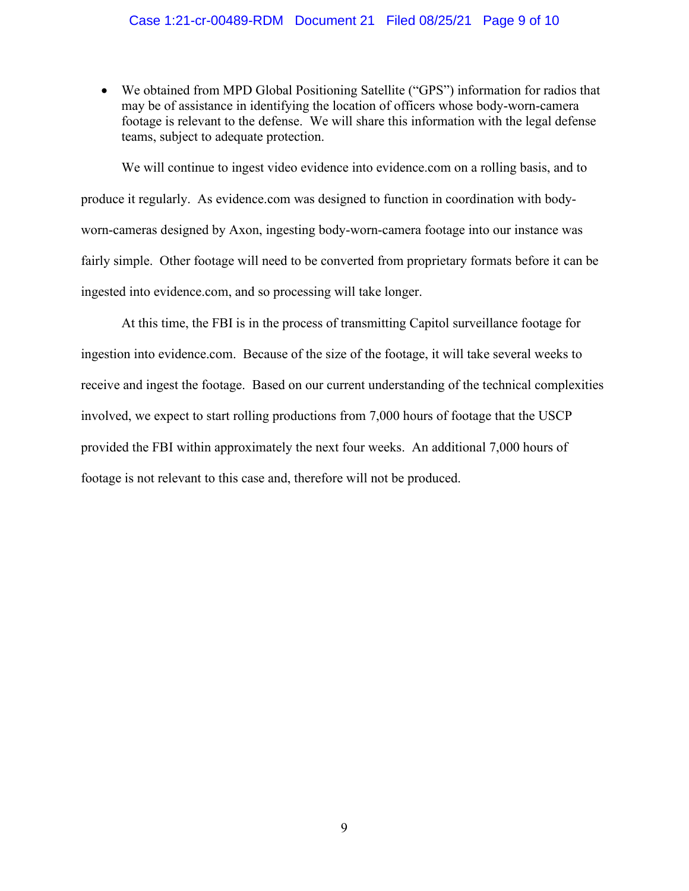- We obtained from MPD Global Positioning Satellite ("GPS") information for radios that may be of assistance in identifying the location of officers whose body-worn-camera footage is relevant to the defense. We will share this information with the legal defense teams, subject to adequate protection.

We will continue to ingest video evidence into evidence.com on a rolling basis, and to produce it regularly. As evidence.com was designed to function in coordination with body-worn-cameras designed by Axon, ingesting body-worn-camera footage into our instance was fairly simple. Other footage will need to be converted from proprietary formats before it can be ingested into evidence.com, and so processing will take longer.

At this time, the FBI is in the process of transmitting Capitol surveillance footage for ingestion into evidence.com. Because of the size of the footage, it will take several weeks to receive and ingest the footage. Based on our current understanding of the technical complexities involved, we expect to start rolling productions from 7,000 hours of footage that the USCP provided the FBI within approximately the next four weeks. An additional 7,000 hours of footage is not relevant to this case and, therefore will not be produced.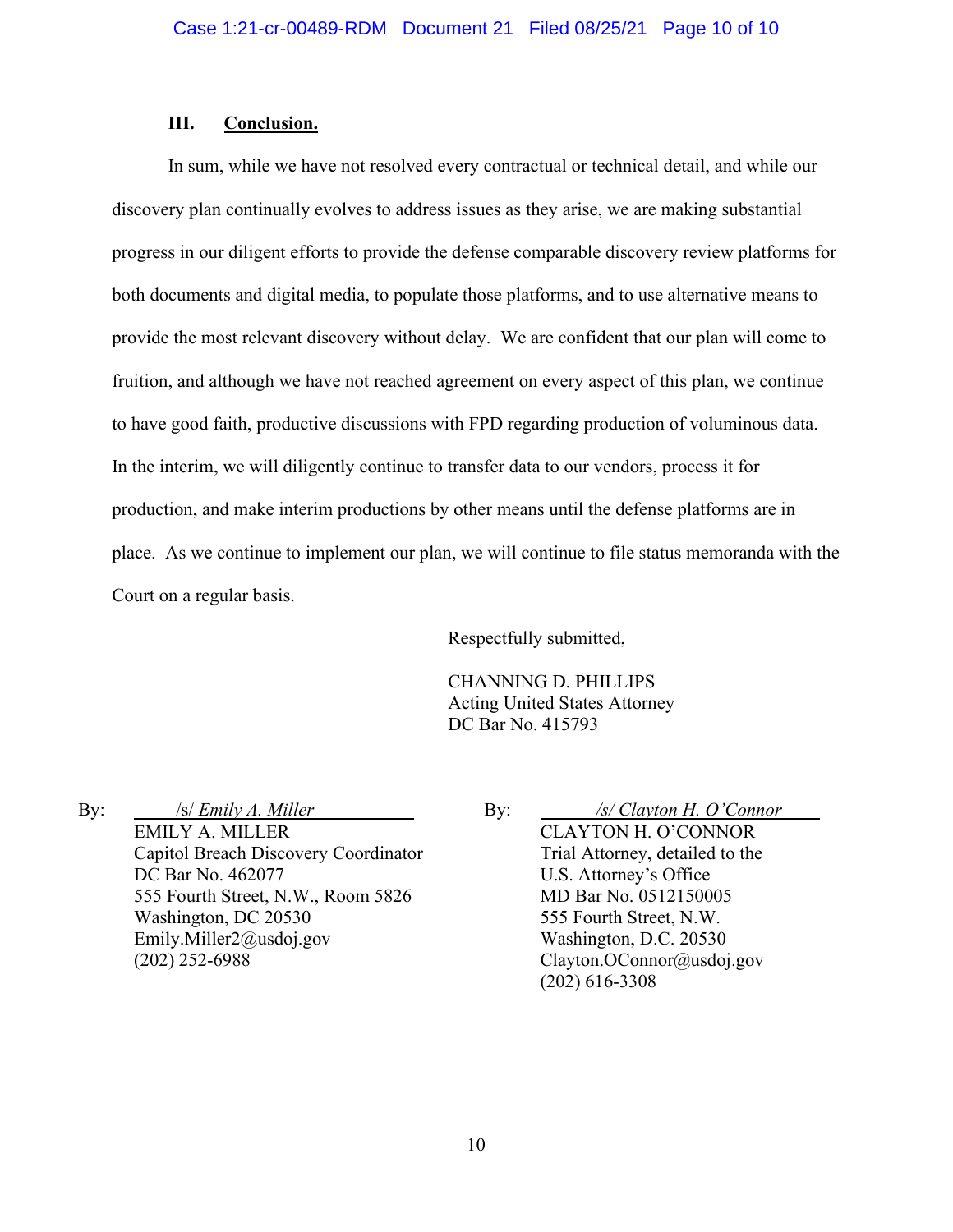### III. **Conclusion.**

In sum, while we have not resolved every contractual or technical detail, and while our discovery plan continually evolves to address issues as they arise, we are making substantial progress in our diligent efforts to provide the defense comparable discovery review platforms for both documents and digital media, to populate those platforms, and to use alternative means to provide the most relevant discovery without delay. We are confident that our plan will come to fruition, and although we have not reached agreement on every aspect of this plan, we continue to have good faith, productive discussions with FPD regarding production of voluminous data. In the interim, we will diligently continue to transfer data to our vendors, process it for production, and make interim productions by other means until the defense platforms are in place. As we continue to implement our plan, we will continue to file status memoranda with the Court on a regular basis.

Respectfully submitted,

CHANNING D. PHILLIPS
Acting United States Attorney
DC Bar No. 415793

By: /s/ *Emily A. Miller*
EMILY A. MILLER
Capitol Breach Discovery Coordinator
DC Bar No. 462077
555 Fourth Street, N.W., Room 5826
Washington, DC 20530
Emily.Miller2@usdoj.gov
(202) 252-6988

By: */s/ Clayton H. O'Connor*
CLAYTON H. O'CONNOR
Trial Attorney, detailed to the
U.S. Attorney's Office
MD Bar No. 0512150005
555 Fourth Street, N.W.
Washington, D.C. 20530
Clayton.OConnor@usdoj.gov
(202) 616-3308